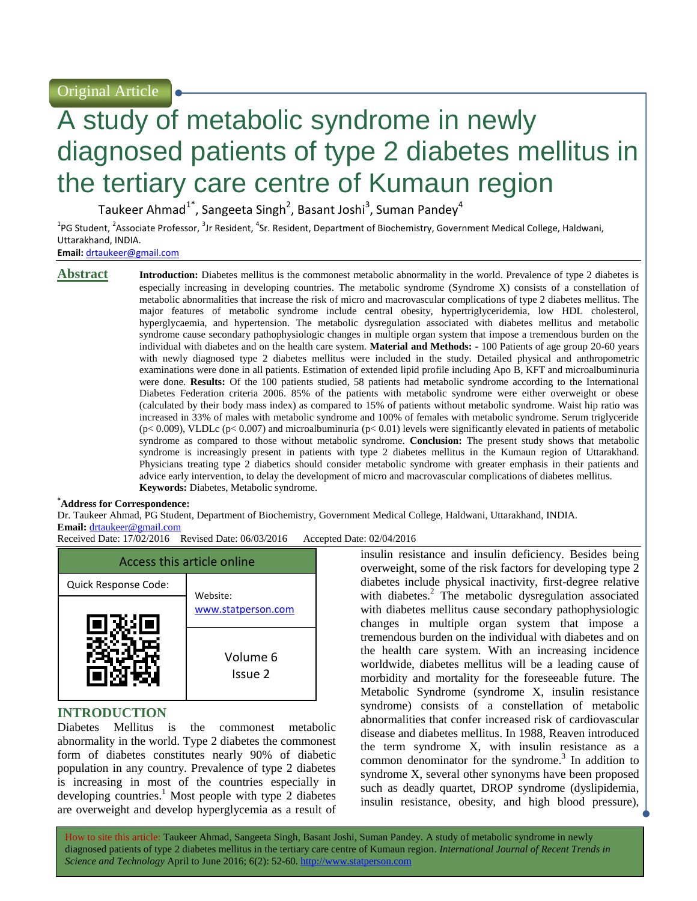Original Article

# A study of metabolic syndrome in newly diagnosed patients of type 2 diabetes mellitus in the tertiary care centre of Kumaun region

Taukeer Ahmad[1*], Sangeeta Singh[2], Basant Joshi[3], Suman Pandey[4]

[1]PG Student, [2]Associate Professor, [3]Jr Resident, [4]Sr. Resident, Department of Biochemistry, Government Medical College, Haldwani, Uttarakhand, INDIA.

**Email:** drtaukeer@gmail.com

## Abstract

**Introduction:** Diabetes mellitus is the commonest metabolic abnormality in the world. Prevalence of type 2 diabetes is especially increasing in developing countries. The metabolic syndrome (Syndrome X) consists of a constellation of metabolic abnormalities that increase the risk of micro and macrovascular complications of type 2 diabetes mellitus. The major features of metabolic syndrome include central obesity, hypertriglyceridemia, low HDL cholesterol, hyperglycaemia, and hypertension. The metabolic dysregulation associated with diabetes mellitus and metabolic syndrome cause secondary pathophysiologic changes in multiple organ system that impose a tremendous burden on the individual with diabetes and on the health care system. **Material and Methods: -** 100 Patients of age group 20-60 years with newly diagnosed type 2 diabetes mellitus were included in the study. Detailed physical and anthropometric examinations were done in all patients. Estimation of extended lipid profile including Apo B, KFT and microalbuminuria were done. **Results:** Of the 100 patients studied, 58 patients had metabolic syndrome according to the International Diabetes Federation criteria 2006. 85% of the patients with metabolic syndrome were either overweight or obese (calculated by their body mass index) as compared to 15% of patients without metabolic syndrome. Waist hip ratio was increased in 33% of males with metabolic syndrome and 100% of females with metabolic syndrome. Serum triglyceride ($p< 0.009$), VLDLc ($p< 0.007$) and microalbuminuria ($p< 0.01$) levels were significantly elevated in patients of metabolic syndrome as compared to those without metabolic syndrome. **Conclusion:** The present study shows that metabolic syndrome is increasingly present in patients with type 2 diabetes mellitus in the Kumaun region of Uttarakhand. Physicians treating type 2 diabetics should consider metabolic syndrome with greater emphasis in their patients and advice early intervention, to delay the development of micro and macrovascular complications of diabetes mellitus.

**Keywords:** Diabetes, Metabolic syndrome.

**\*Address for Correspondence:**
Dr. Taukeer Ahmad, PG Student, Department of Biochemistry, Government Medical College, Haldwani, Uttarakhand, INDIA.
**Email:** drtaukeer@gmail.com

Received Date: 17/02/2016 Revised Date: 06/03/2016 Accepted Date: 02/04/2016

| Access this article online | |
|---|---|
| Quick Response Code: | Website: www.statperson.com |
| | Volume 6 Issue 2 |

## INTRODUCTION

Diabetes Mellitus is the commonest metabolic abnormality in the world. Type 2 diabetes the commonest form of diabetes constitutes nearly 90% of diabetic population in any country. Prevalence of type 2 diabetes is increasing in most of the countries especially in developing countries.[1] Most people with type 2 diabetes are overweight and develop hyperglycemia as a result of insulin resistance and insulin deficiency. Besides being overweight, some of the risk factors for developing type 2 diabetes include physical inactivity, first-degree relative with diabetes.[2] The metabolic dysregulation associated with diabetes mellitus cause secondary pathophysiologic changes in multiple organ system that impose a tremendous burden on the individual with diabetes and on the health care system. With an increasing incidence worldwide, diabetes mellitus will be a leading cause of morbidity and mortality for the foreseeable future. The Metabolic Syndrome (syndrome X, insulin resistance syndrome) consists of a constellation of metabolic abnormalities that confer increased risk of cardiovascular disease and diabetes mellitus. In 1988, Reaven introduced the term syndrome X, with insulin resistance as a common denominator for the syndrome.[3] In addition to syndrome X, several other synonyms have been proposed such as deadly quartet, DROP syndrome (dyslipidemia, insulin resistance, obesity, and high blood pressure),

How to site this article: Taukeer Ahmad, Sangeeta Singh, Basant Joshi, Suman Pandey. A study of metabolic syndrome in newly diagnosed patients of type 2 diabetes mellitus in the tertiary care centre of Kumaun region. *International Journal of Recent Trends in Science and Technology* April to June 2016; 6(2): 52-60. http://www.statperson.com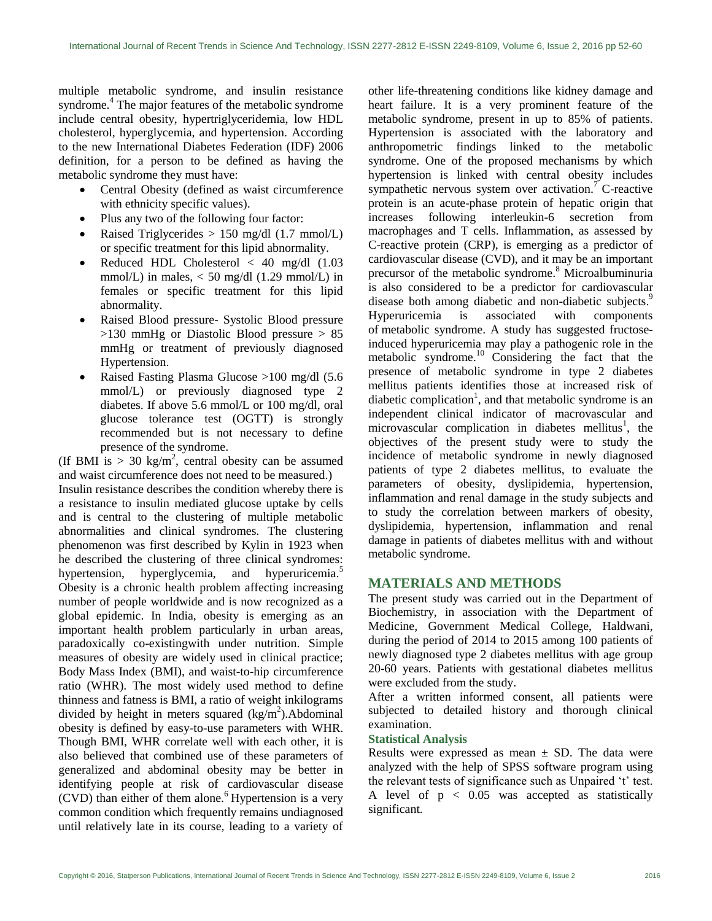multiple metabolic syndrome, and insulin resistance syndrome.[4] The major features of the metabolic syndrome include central obesity, hypertriglyceridemia, low HDL cholesterol, hyperglycemia, and hypertension. According to the new International Diabetes Federation (IDF) 2006 definition, for a person to be defined as having the metabolic syndrome they must have:

- Central Obesity (defined as waist circumference with ethnicity specific values).
- Plus any two of the following four factor:
- Raised Triglycerides > 150 mg/dl (1.7 mmol/L) or specific treatment for this lipid abnormality.
- Reduced HDL Cholesterol < 40 mg/dl (1.03 mmol/L) in males, < 50 mg/dl (1.29 mmol/L) in females or specific treatment for this lipid abnormality.
- Raised Blood pressure- Systolic Blood pressure >130 mmHg or Diastolic Blood pressure > 85 mmHg or treatment of previously diagnosed Hypertension.
- Raised Fasting Plasma Glucose >100 mg/dl (5.6 mmol/L) or previously diagnosed type 2 diabetes. If above 5.6 mmol/L or 100 mg/dl, oral glucose tolerance test (OGTT) is strongly recommended but is not necessary to define presence of the syndrome.

(If BMI is > 30 $kg/m^2$, central obesity can be assumed and waist circumference does not need to be measured.)

Insulin resistance describes the condition whereby there is a resistance to insulin mediated glucose uptake by cells and is central to the clustering of multiple metabolic abnormalities and clinical syndromes. The clustering phenomenon was first described by Kylin in 1923 when he described the clustering of three clinical syndromes: hypertension, hyperglycemia, and hyperuricemia.[5] Obesity is a chronic health problem affecting increasing number of people worldwide and is now recognized as a global epidemic. In India, obesity is emerging as an important health problem particularly in urban areas, paradoxically co-existingwith under nutrition. Simple measures of obesity are widely used in clinical practice; Body Mass Index (BMI), and waist-to-hip circumference ratio (WHR). The most widely used method to define thinness and fatness is BMI, a ratio of weight inkilograms divided by height in meters squared ($kg/m^2$).Abdominal obesity is defined by easy-to-use parameters with WHR. Though BMI, WHR correlate well with each other, it is also believed that combined use of these parameters of generalized and abdominal obesity may be better in identifying people at risk of cardiovascular disease (CVD) than either of them alone.[6] Hypertension is a very common condition which frequently remains undiagnosed until relatively late in its course, leading to a variety of other life-threatening conditions like kidney damage and heart failure. It is a very prominent feature of the metabolic syndrome, present in up to 85% of patients. Hypertension is associated with the laboratory and anthropometric findings linked to the metabolic syndrome. One of the proposed mechanisms by which hypertension is linked with central obesity includes sympathetic nervous system over activation.[7] C-reactive protein is an acute-phase protein of hepatic origin that increases following interleukin-6 secretion from macrophages and T cells. Inflammation, as assessed by C-reactive protein (CRP), is emerging as a predictor of cardiovascular disease (CVD), and it may be an important precursor of the metabolic syndrome.[8] Microalbuminuria is also considered to be a predictor for cardiovascular disease both among diabetic and non-diabetic subjects.[9] Hyperuricemia is associated with components of metabolic syndrome. A study has suggested fructose-induced hyperuricemia may play a pathogenic role in the metabolic syndrome.[10] Considering the fact that the presence of metabolic syndrome in type 2 diabetes mellitus patients identifies those at increased risk of diabetic complication[1], and that metabolic syndrome is an independent clinical indicator of macrovascular and microvascular complication in diabetes mellitus[1], the objectives of the present study were to study the incidence of metabolic syndrome in newly diagnosed patients of type 2 diabetes mellitus, to evaluate the parameters of obesity, dyslipidemia, hypertension, inflammation and renal damage in the study subjects and to study the correlation between markers of obesity, dyslipidemia, hypertension, inflammation and renal damage in patients of diabetes mellitus with and without metabolic syndrome.

## MATERIALS AND METHODS

The present study was carried out in the Department of Biochemistry, in association with the Department of Medicine, Government Medical College, Haldwani, during the period of 2014 to 2015 among 100 patients of newly diagnosed type 2 diabetes mellitus with age group 20-60 years. Patients with gestational diabetes mellitus were excluded from the study.

After a written informed consent, all patients were subjected to detailed history and thorough clinical examination.

### Statistical Analysis

Results were expressed as mean ± SD. The data were analyzed with the help of SPSS software program using the relevant tests of significance such as Unpaired 't' test. A level of $p < 0.05$ was accepted as statistically significant.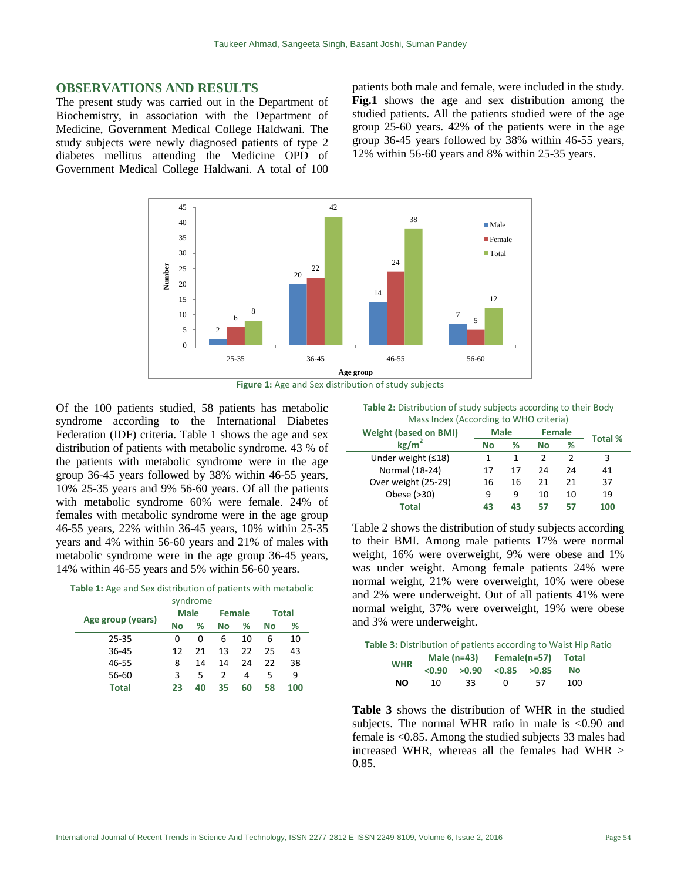## OBSERVATIONS AND RESULTS

The present study was carried out in the Department of Biochemistry, in association with the Department of Medicine, Government Medical College Haldwani. The study subjects were newly diagnosed patients of type 2 diabetes mellitus attending the Medicine OPD of Government Medical College Haldwani. A total of 100 patients both male and female, were included in the study. **Fig.1** shows the age and sex distribution among the studied patients. All the patients studied were of the age group 25-60 years. 42% of the patients were in the age group 36-45 years followed by 38% within 46-55 years, 12% within 56-60 years and 8% within 25-35 years.

**Figure 1:** Age and Sex distribution of study subjects

Of the 100 patients studied, 58 patients has metabolic syndrome according to the International Diabetes Federation (IDF) criteria. Table 1 shows the age and sex distribution of patients with metabolic syndrome. 43 % of the patients with metabolic syndrome were in the age group 36-45 years followed by 38% within 46-55 years, 10% 25-35 years and 9% 56-60 years. Of all the patients with metabolic syndrome 60% were female. 24% of females with metabolic syndrome were in the age group 46-55 years, 22% within 36-45 years, 10% within 25-35 years and 4% within 56-60 years and 21% of males with metabolic syndrome were in the age group 36-45 years, 14% within 46-55 years and 5% within 56-60 years.

**Table 1:** Age and Sex distribution of patients with metabolic syndrome

| Age group (years) | Male | | Female | | Total | |
|---|---|---|---|---|---|---|
| | No | % | No | % | No | % |
| 25-35 | 0 | 0 | 6 | 10 | 6 | 10 |
| 36-45 | 12 | 21 | 13 | 22 | 25 | 43 |
| 46-55 | 8 | 14 | 14 | 24 | 22 | 38 |
| 56-60 | 3 | 5 | 2 | 4 | 5 | 9 |
| **Total** | **23** | **40** | **35** | **60** | **58** | **100** |

**Table 2:** Distribution of study subjects according to their Body Mass Index (According to WHO criteria)

| Weight (based on BMI) kg/m$^2$ | Male | | Female | | Total % |
|---|---|---|---|---|---|
| | No | % | No | % | |
| Under weight (≤18) | 1 | 1 | 2 | 2 | 3 |
| Normal (18-24) | 17 | 17 | 24 | 24 | 41 |
| Over weight (25-29) | 16 | 16 | 21 | 21 | 37 |
| Obese (>30) | 9 | 9 | 10 | 10 | 19 |
| **Total** | **43** | **43** | **57** | **57** | **100** |

Table 2 shows the distribution of study subjects according to their BMI. Among male patients 17% were normal weight, 16% were overweight, 9% were obese and 1% was under weight. Among female patients 24% were normal weight, 21% were overweight, 10% were obese and 2% were underweight. Out of all patients 41% were normal weight, 37% were overweight, 19% were obese and 3% were underweight.

**Table 3:** Distribution of patients according to Waist Hip Ratio

| WHR | Male (n=43) | | Female(n=57) | | Total |
|---|---|---|---|---|---|
| | <0.90 | >0.90 | <0.85 | >0.85 | No |
| **NO** | 10 | 33 | 0 | 57 | 100 |

**Table 3** shows the distribution of WHR in the studied subjects. The normal WHR ratio in male is <0.90 and female is <0.85. Among the studied subjects 33 males had increased WHR, whereas all the females had WHR > 0.85.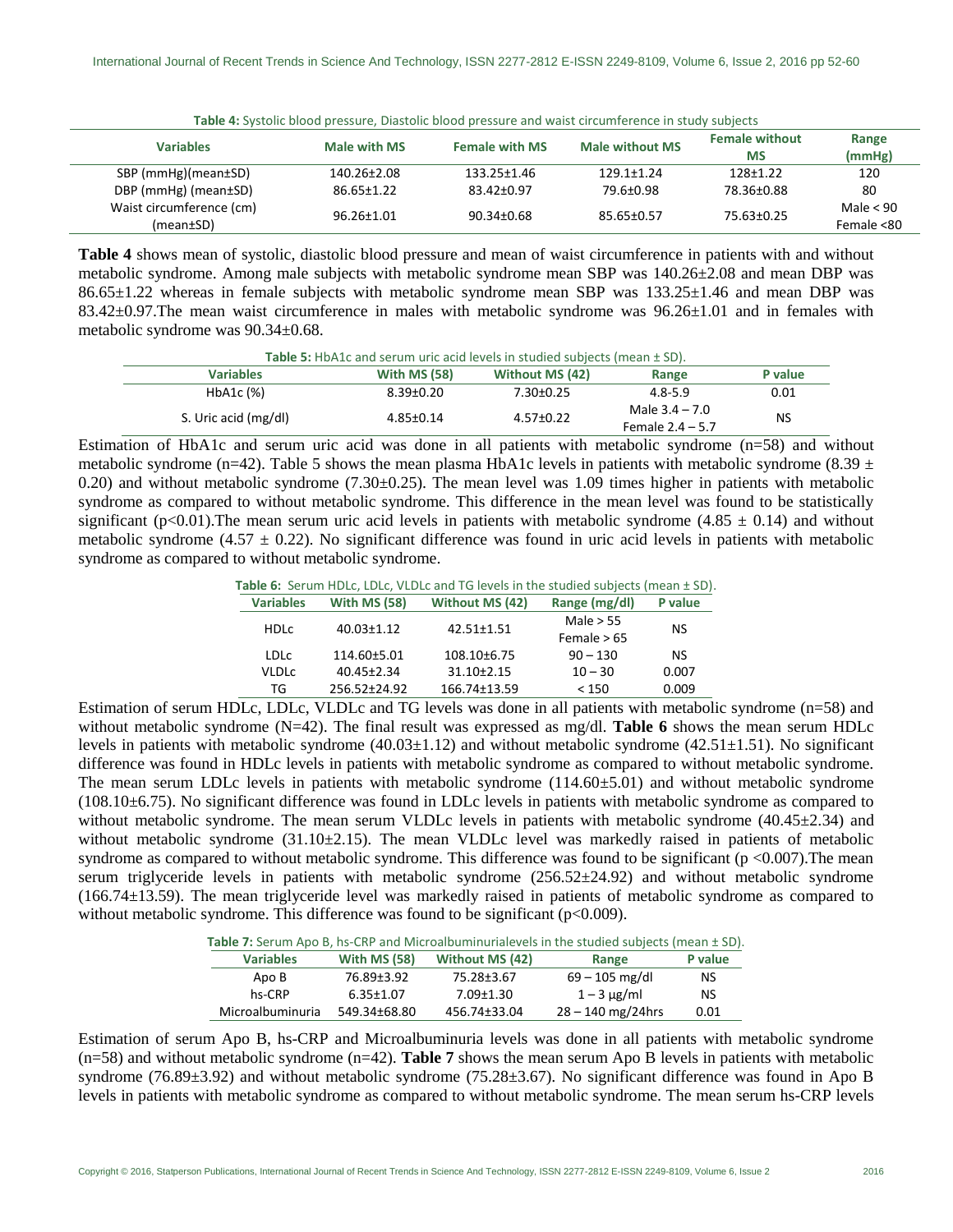**Table 4:** Systolic blood pressure, Diastolic blood pressure and waist circumference in study subjects

| Variables | Male with MS | Female with MS | Male without MS | Female without MS | Range (mmHg) |
|---|---|---|---|---|---|
| SBP (mmHg)(mean±SD) | 140.26±2.08 | 133.25±1.46 | 129.1±1.24 | 128±1.22 | 120 |
| DBP (mmHg) (mean±SD) | 86.65±1.22 | 83.42±0.97 | 79.6±0.98 | 78.36±0.88 | 80 |
| Waist circumference (cm) (mean±SD) | 96.26±1.01 | 90.34±0.68 | 85.65±0.57 | 75.63±0.25 | Male < 90 Female <80 |

**Table 4** shows mean of systolic, diastolic blood pressure and mean of waist circumference in patients with and without metabolic syndrome. Among male subjects with metabolic syndrome mean SBP was 140.26±2.08 and mean DBP was 86.65±1.22 whereas in female subjects with metabolic syndrome mean SBP was 133.25±1.46 and mean DBP was 83.42±0.97.The mean waist circumference in males with metabolic syndrome was 96.26±1.01 and in females with metabolic syndrome was 90.34±0.68.

**Table 5:** HbA1c and serum uric acid levels in studied subjects (mean ± SD).

| Variables | With MS (58) | Without MS (42) | Range | P value |
|---|---|---|---|---|
| HbA1c (%) | 8.39±0.20 | 7.30±0.25 | 4.8-5.9 | 0.01 |
| S. Uric acid (mg/dl) | 4.85±0.14 | 4.57±0.22 | Male 3.4 – 7.0 Female 2.4 – 5.7 | NS |

Estimation of HbA1c and serum uric acid was done in all patients with metabolic syndrome (n=58) and without metabolic syndrome (n=42). Table 5 shows the mean plasma HbA1c levels in patients with metabolic syndrome (8.39 ± 0.20) and without metabolic syndrome (7.30±0.25). The mean level was 1.09 times higher in patients with metabolic syndrome as compared to without metabolic syndrome. This difference in the mean level was found to be statistically significant ($p<0.01$).The mean serum uric acid levels in patients with metabolic syndrome (4.85 ± 0.14) and without metabolic syndrome (4.57 ± 0.22). No significant difference was found in uric acid levels in patients with metabolic syndrome as compared to without metabolic syndrome.

**Table 6:** Serum HDLc, LDLc, VLDLc and TG levels in the studied subjects (mean ± SD).

| Variables | With MS (58) | Without MS (42) | Range (mg/dl) | P value |
|---|---|---|---|---|
| HDLc | 40.03±1.12 | 42.51±1.51 | Male > 55 Female > 65 | NS |
| LDLc | 114.60±5.01 | 108.10±6.75 | 90 – 130 | NS |
| VLDLc | 40.45±2.34 | 31.10±2.15 | 10 – 30 | 0.007 |
| TG | 256.52±24.92 | 166.74±13.59 | < 150 | 0.009 |

Estimation of serum HDLc, LDLc, VLDLc and TG levels was done in all patients with metabolic syndrome (n=58) and without metabolic syndrome (N=42). The final result was expressed as mg/dl. **Table 6** shows the mean serum HDLc levels in patients with metabolic syndrome (40.03±1.12) and without metabolic syndrome (42.51±1.51). No significant difference was found in HDLc levels in patients with metabolic syndrome as compared to without metabolic syndrome. The mean serum LDLc levels in patients with metabolic syndrome (114.60±5.01) and without metabolic syndrome (108.10±6.75). No significant difference was found in LDLc levels in patients with metabolic syndrome as compared to without metabolic syndrome. The mean serum VLDLc levels in patients with metabolic syndrome (40.45±2.34) and without metabolic syndrome (31.10±2.15). The mean VLDLc level was markedly raised in patients of metabolic syndrome as compared to without metabolic syndrome. This difference was found to be significant ($p <0.007$).The mean serum triglyceride levels in patients with metabolic syndrome (256.52±24.92) and without metabolic syndrome (166.74±13.59). The mean triglyceride level was markedly raised in patients of metabolic syndrome as compared to without metabolic syndrome. This difference was found to be significant ($p<0.009$).

**Table 7:** Serum Apo B, hs-CRP and Microalbuminurialevels in the studied subjects (mean ± SD).

| Variables | With MS (58) | Without MS (42) | Range | P value |
|---|---|---|---|---|
| Apo B | 76.89±3.92 | 75.28±3.67 | 69 – 105 mg/dl | NS |
| hs-CRP | 6.35±1.07 | 7.09±1.30 | 1 – 3 μg/ml | NS |
| Microalbuminuria | 549.34±68.80 | 456.74±33.04 | 28 – 140 mg/24hrs | 0.01 |

Estimation of serum Apo B, hs-CRP and Microalbuminuria levels was done in all patients with metabolic syndrome (n=58) and without metabolic syndrome (n=42). **Table 7** shows the mean serum Apo B levels in patients with metabolic syndrome (76.89±3.92) and without metabolic syndrome (75.28±3.67). No significant difference was found in Apo B levels in patients with metabolic syndrome as compared to without metabolic syndrome. The mean serum hs-CRP levels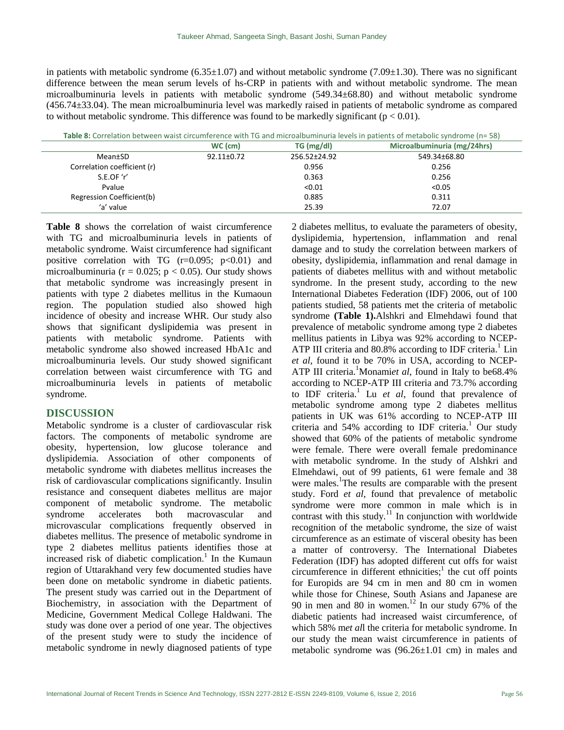in patients with metabolic syndrome (6.35±1.07) and without metabolic syndrome (7.09±1.30). There was no significant difference between the mean serum levels of hs-CRP in patients with and without metabolic syndrome. The mean microalbuminuria levels in patients with metabolic syndrome (549.34±68.80) and without metabolic syndrome (456.74±33.04). The mean microalbuminuria level was markedly raised in patients of metabolic syndrome as compared to without metabolic syndrome. This difference was found to be markedly significant ($p < 0.01$).

**Table 8:** Correlation between waist circumference with TG and microalbuminuria levels in patients of metabolic syndrome (n= 58)

| | WC (cm) | TG (mg/dl) | Microalbuminuria (mg/24hrs) |
|---|---|---|---|
| Mean±SD | 92.11±0.72 | 256.52±24.92 | 549.34±68.80 |
| Correlation coefficient (r) | | 0.956 | 0.256 |
| S.E.OF 'r' | | 0.363 | 0.256 |
| Pvalue | | <0.01 | <0.05 |
| Regression Coefficient(b) | | 0.885 | 0.311 |
| 'a' value | | 25.39 | 72.07 |

**Table 8** shows the correlation of waist circumference with TG and microalbuminuria levels in patients of metabolic syndrome. Waist circumference had significant positive correlation with TG (r=0.095; p<0.01) and microalbuminuria ($r = 0.025$; $p < 0.05$). Our study shows that metabolic syndrome was increasingly present in patients with type 2 diabetes mellitus in the Kumaoun region. The population studied also showed high incidence of obesity and increase WHR. Our study also shows that significant dyslipidemia was present in patients with metabolic syndrome. Patients with metabolic syndrome also showed increased HbA1c and microalbuminuria levels. Our study showed significant correlation between waist circumference with TG and microalbuminuria levels in patients of metabolic syndrome.

## DISCUSSION

Metabolic syndrome is a cluster of cardiovascular risk factors. The components of metabolic syndrome are obesity, hypertension, low glucose tolerance and dyslipidemia. Association of other components of metabolic syndrome with diabetes mellitus increases the risk of cardiovascular complications significantly. Insulin resistance and consequent diabetes mellitus are major component of metabolic syndrome. The metabolic syndrome accelerates both macrovascular and microvascular complications frequently observed in diabetes mellitus. The presence of metabolic syndrome in type 2 diabetes mellitus patients identifies those at increased risk of diabetic complication.[1] In the Kumaun region of Uttarakhand very few documented studies have been done on metabolic syndrome in diabetic patients. The present study was carried out in the Department of Biochemistry, in association with the Department of Medicine, Government Medical College Haldwani. The study was done over a period of one year. The objectives of the present study were to study the incidence of metabolic syndrome in newly diagnosed patients of type 2 diabetes mellitus, to evaluate the parameters of obesity, dyslipidemia, hypertension, inflammation and renal damage and to study the correlation between markers of obesity, dyslipidemia, inflammation and renal damage in patients of diabetes mellitus with and without metabolic syndrome. In the present study, according to the new International Diabetes Federation (IDF) 2006, out of 100 patients studied, 58 patients met the criteria of metabolic syndrome **(Table 1).**Alshkri and Elmehdawi found that prevalence of metabolic syndrome among type 2 diabetes mellitus patients in Libya was 92% according to NCEP-ATP III criteria and 80.8% according to IDF criteria.[1] Lin *et al*, found it to be 70% in USA, according to NCEP-ATP III criteria.[1]Monami*et al*, found in Italy to be68.4% according to NCEP-ATP III criteria and 73.7% according to IDF criteria.[1] Lu *et al*, found that prevalence of metabolic syndrome among type 2 diabetes mellitus patients in UK was 61% according to NCEP-ATP III criteria and 54% according to IDF criteria.[1] Our study showed that 60% of the patients of metabolic syndrome were female. There were overall female predominance with metabolic syndrome. In the study of Alshkri and Elmehdawi, out of 99 patients, 61 were female and 38 were males.[1]The results are comparable with the present study. Ford *et al*, found that prevalence of metabolic syndrome were more common in male which is in contrast with this study.[11] In conjunction with worldwide recognition of the metabolic syndrome, the size of waist circumference as an estimate of visceral obesity has been a matter of controversy. The International Diabetes Federation (IDF) has adopted different cut offs for waist circumference in different ethnicities;[1] the cut off points for Europids are 94 cm in men and 80 cm in women while those for Chinese, South Asians and Japanese are 90 in men and 80 in women.[12] In our study 67% of the diabetic patients had increased waist circumference, of which 58% m*et al*l the criteria for metabolic syndrome. In our study the mean waist circumference in patients of metabolic syndrome was (96.26±1.01 cm) in males and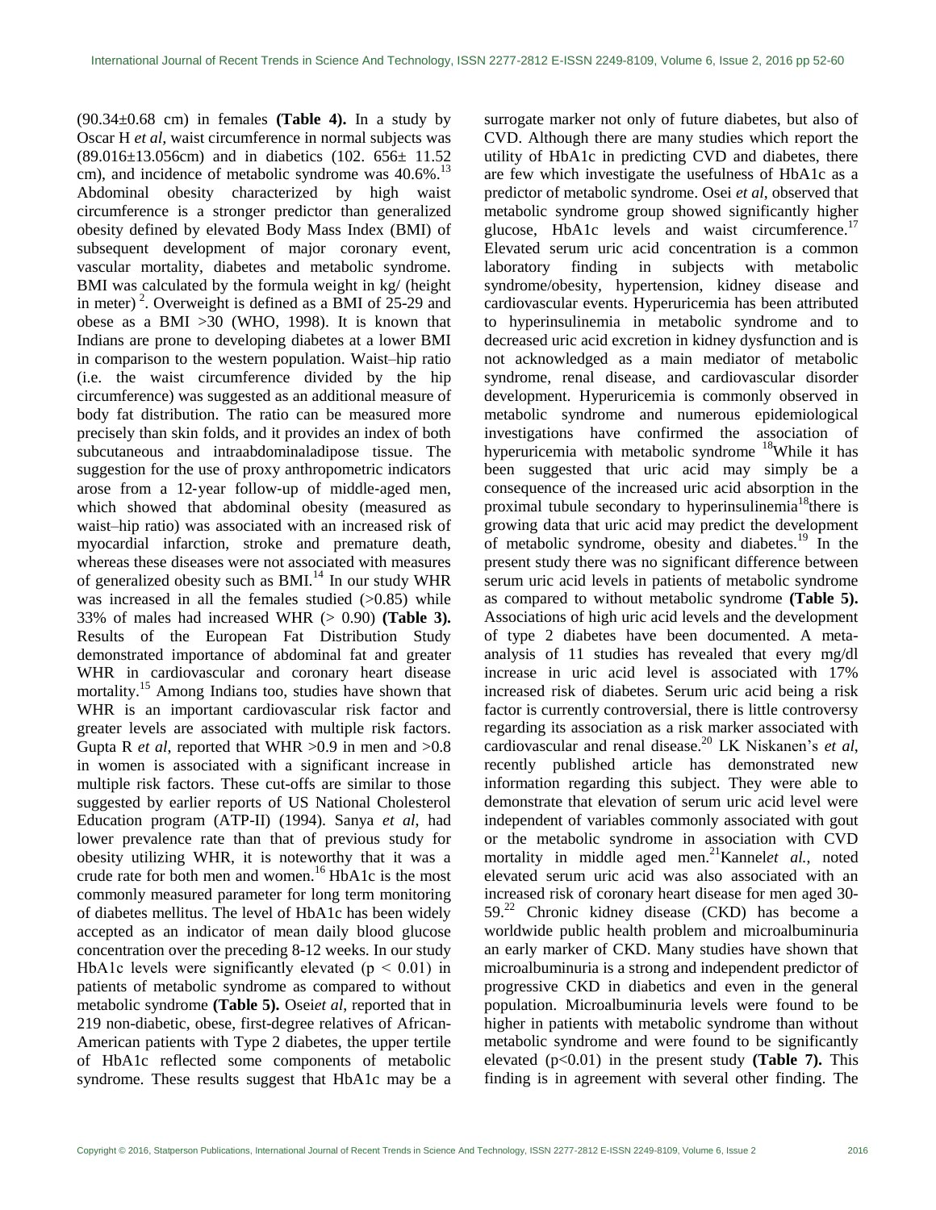(90.34±0.68 cm) in females **(Table 4).** In a study by Oscar H *et al,* waist circumference in normal subjects was (89.016±13.056cm) and in diabetics (102. 656± 11.52 cm), and incidence of metabolic syndrome was 40.6%.[13] Abdominal obesity characterized by high waist circumference is a stronger predictor than generalized obesity defined by elevated Body Mass Index (BMI) of subsequent development of major coronary event, vascular mortality, diabetes and metabolic syndrome. BMI was calculated by the formula weight in kg/ (height in meter) $^2$. Overweight is defined as a BMI of 25-29 and obese as a BMI >30 (WHO, 1998). It is known that Indians are prone to developing diabetes at a lower BMI in comparison to the western population. Waist–hip ratio (i.e. the waist circumference divided by the hip circumference) was suggested as an additional measure of body fat distribution. The ratio can be measured more precisely than skin folds, and it provides an index of both subcutaneous and intraabdominaladipose tissue. The suggestion for the use of proxy anthropometric indicators arose from a 12-year follow-up of middle-aged men, which showed that abdominal obesity (measured as waist–hip ratio) was associated with an increased risk of myocardial infarction, stroke and premature death, whereas these diseases were not associated with measures of generalized obesity such as BMI.[14] In our study WHR was increased in all the females studied (>0.85) while 33% of males had increased WHR (> 0.90) **(Table 3).** Results of the European Fat Distribution Study demonstrated importance of abdominal fat and greater WHR in cardiovascular and coronary heart disease mortality.[15] Among Indians too, studies have shown that WHR is an important cardiovascular risk factor and greater levels are associated with multiple risk factors. Gupta R *et al,* reported that WHR >0.9 in men and >0.8 in women is associated with a significant increase in multiple risk factors. These cut-offs are similar to those suggested by earlier reports of US National Cholesterol Education program (ATP-II) (1994). Sanya *et al*, had lower prevalence rate than that of previous study for obesity utilizing WHR, it is noteworthy that it was a crude rate for both men and women.[16] HbA1c is the most commonly measured parameter for long term monitoring of diabetes mellitus. The level of HbA1c has been widely accepted as an indicator of mean daily blood glucose concentration over the preceding 8-12 weeks. In our study HbA1c levels were significantly elevated ($p < 0.01$) in patients of metabolic syndrome as compared to without metabolic syndrome **(Table 5).** Osei*et al*, reported that in 219 non-diabetic, obese, first-degree relatives of African-American patients with Type 2 diabetes, the upper tertile of HbA1c reflected some components of metabolic syndrome. These results suggest that HbA1c may be a surrogate marker not only of future diabetes, but also of CVD. Although there are many studies which report the utility of HbA1c in predicting CVD and diabetes, there are few which investigate the usefulness of HbA1c as a predictor of metabolic syndrome. Osei *et al*, observed that metabolic syndrome group showed significantly higher glucose, HbA1c levels and waist circumference.[17] Elevated serum uric acid concentration is a common laboratory finding in subjects with metabolic syndrome/obesity, hypertension, kidney disease and cardiovascular events. Hyperuricemia has been attributed to hyperinsulinemia in metabolic syndrome and to decreased uric acid excretion in kidney dysfunction and is not acknowledged as a main mediator of metabolic syndrome, renal disease, and cardiovascular disorder development. Hyperuricemia is commonly observed in metabolic syndrome and numerous epidemiological investigations have confirmed the association of hyperuricemia with metabolic syndrome [18]While it has been suggested that uric acid may simply be a consequence of the increased uric acid absorption in the proximal tubule secondary to hyperinsulinemia[18]there is growing data that uric acid may predict the development of metabolic syndrome, obesity and diabetes.[19] In the present study there was no significant difference between serum uric acid levels in patients of metabolic syndrome as compared to without metabolic syndrome **(Table 5).** Associations of high uric acid levels and the development of type 2 diabetes have been documented. A meta-analysis of 11 studies has revealed that every mg/dl increase in uric acid level is associated with 17% increased risk of diabetes. Serum uric acid being a risk factor is currently controversial, there is little controversy regarding its association as a risk marker associated with cardiovascular and renal disease.[20] LK Niskanen's *et al*, recently published article has demonstrated new information regarding this subject. They were able to demonstrate that elevation of serum uric acid level were independent of variables commonly associated with gout or the metabolic syndrome in association with CVD mortality in middle aged men.[21]Kannel*et al.*, noted elevated serum uric acid was also associated with an increased risk of coronary heart disease for men aged 30-59.[22] Chronic kidney disease (CKD) has become a worldwide public health problem and microalbuminuria an early marker of CKD. Many studies have shown that microalbuminuria is a strong and independent predictor of progressive CKD in diabetics and even in the general population. Microalbuminuria levels were found to be higher in patients with metabolic syndrome than without metabolic syndrome and were found to be significantly elevated ($p<0.01$) in the present study **(Table 7).** This finding is in agreement with several other finding. The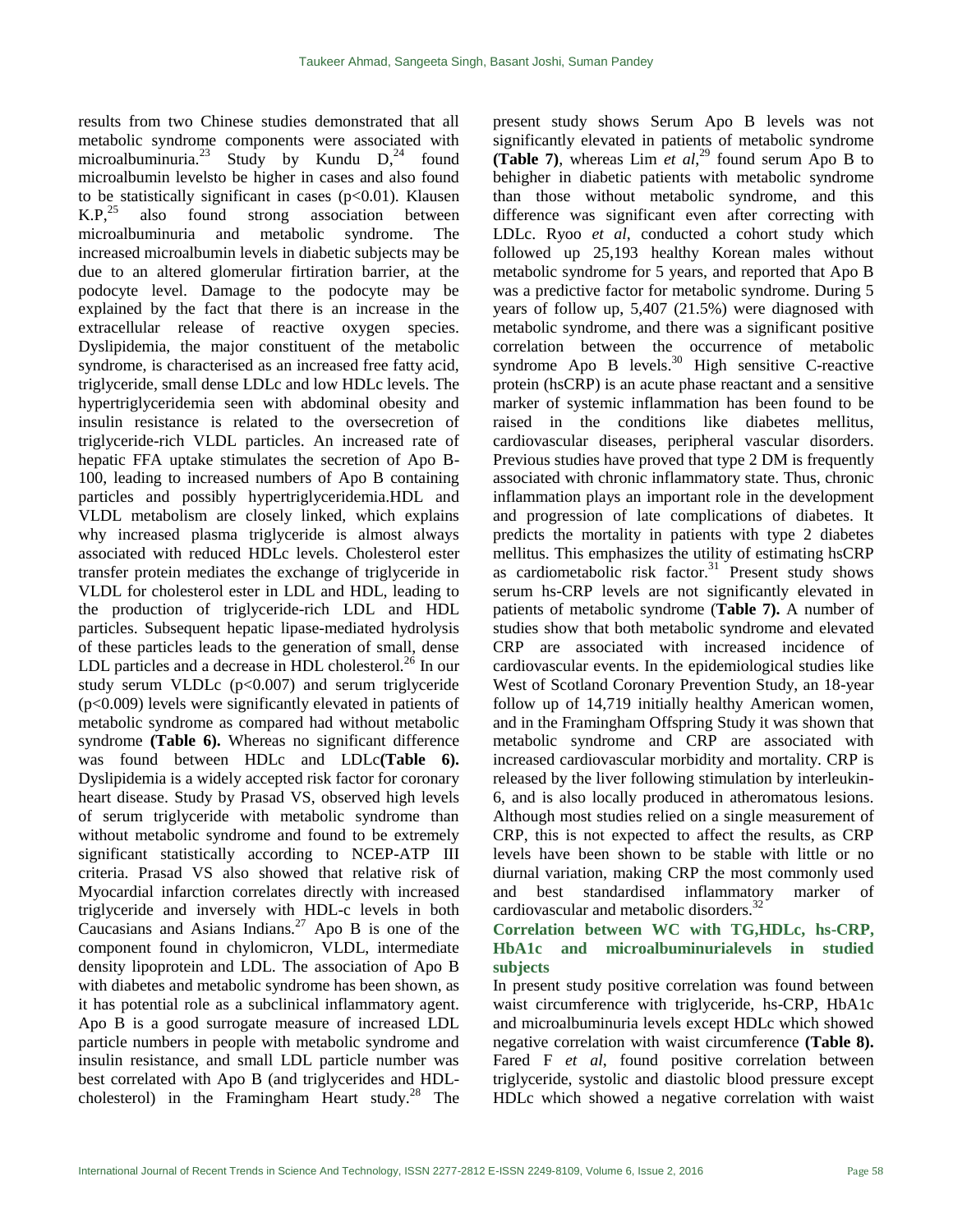results from two Chinese studies demonstrated that all metabolic syndrome components were associated with microalbuminuria.[23] Study by Kundu D,[24] found microalbumin levelsto be higher in cases and also found to be statistically significant in cases ($p<0.01$). Klausen K.P,[25] also found strong association between microalbuminuria and metabolic syndrome. The increased microalbumin levels in diabetic subjects may be due to an altered glomerular firtiration barrier, at the podocyte level. Damage to the podocyte may be explained by the fact that there is an increase in the extracellular release of reactive oxygen species. Dyslipidemia, the major constituent of the metabolic syndrome, is characterised as an increased free fatty acid, triglyceride, small dense LDLc and low HDLc levels. The hypertriglyceridemia seen with abdominal obesity and insulin resistance is related to the oversecretion of triglyceride-rich VLDL particles. An increased rate of hepatic FFA uptake stimulates the secretion of Apo B-100, leading to increased numbers of Apo B containing particles and possibly hypertriglyceridemia.HDL and VLDL metabolism are closely linked, which explains why increased plasma triglyceride is almost always associated with reduced HDLc levels. Cholesterol ester transfer protein mediates the exchange of triglyceride in VLDL for cholesterol ester in LDL and HDL, leading to the production of triglyceride-rich LDL and HDL particles. Subsequent hepatic lipase-mediated hydrolysis of these particles leads to the generation of small, dense LDL particles and a decrease in HDL cholesterol.[26] In our study serum VLDLc ($p<0.007$) and serum triglyceride ($p<0.009$) levels were significantly elevated in patients of metabolic syndrome as compared had without metabolic syndrome **(Table 6).** Whereas no significant difference was found between HDLc and LDLc**(Table 6).** Dyslipidemia is a widely accepted risk factor for coronary heart disease. Study by Prasad VS, observed high levels of serum triglyceride with metabolic syndrome than without metabolic syndrome and found to be extremely significant statistically according to NCEP-ATP III criteria. Prasad VS also showed that relative risk of Myocardial infarction correlates directly with increased triglyceride and inversely with HDL-c levels in both Caucasians and Asians Indians.[27] Apo B is one of the component found in chylomicron, VLDL, intermediate density lipoprotein and LDL. The association of Apo B with diabetes and metabolic syndrome has been shown, as it has potential role as a subclinical inflammatory agent. Apo B is a good surrogate measure of increased LDL particle numbers in people with metabolic syndrome and insulin resistance, and small LDL particle number was best correlated with Apo B (and triglycerides and HDL-cholesterol) in the Framingham Heart study.[28] The present study shows Serum Apo B levels was not significantly elevated in patients of metabolic syndrome **(Table 7)**, whereas Lim *et al*,[29] found serum Apo B to behigher in diabetic patients with metabolic syndrome than those without metabolic syndrome, and this difference was significant even after correcting with LDLc. Ryoo *et al*, conducted a cohort study which followed up 25,193 healthy Korean males without metabolic syndrome for 5 years, and reported that Apo B was a predictive factor for metabolic syndrome. During 5 years of follow up, 5,407 (21.5%) were diagnosed with metabolic syndrome, and there was a significant positive correlation between the occurrence of metabolic syndrome Apo B levels.[30] High sensitive C-reactive protein (hsCRP) is an acute phase reactant and a sensitive marker of systemic inflammation has been found to be raised in the conditions like diabetes mellitus, cardiovascular diseases, peripheral vascular disorders. Previous studies have proved that type 2 DM is frequently associated with chronic inflammatory state. Thus, chronic inflammation plays an important role in the development and progression of late complications of diabetes. It predicts the mortality in patients with type 2 diabetes mellitus. This emphasizes the utility of estimating hsCRP as cardiometabolic risk factor.[31] Present study shows serum hs-CRP levels are not significantly elevated in patients of metabolic syndrome (**Table 7).** A number of studies show that both metabolic syndrome and elevated CRP are associated with increased incidence of cardiovascular events. In the epidemiological studies like West of Scotland Coronary Prevention Study, an 18-year follow up of 14,719 initially healthy American women, and in the Framingham Offspring Study it was shown that metabolic syndrome and CRP are associated with increased cardiovascular morbidity and mortality. CRP is released by the liver following stimulation by interleukin-6, and is also locally produced in atheromatous lesions. Although most studies relied on a single measurement of CRP, this is not expected to affect the results, as CRP levels have been shown to be stable with little or no diurnal variation, making CRP the most commonly used and best standardised inflammatory marker of cardiovascular and metabolic disorders.[32]

### Correlation between WC with TG,HDLc, hs-CRP, HbA1c and microalbuminurialevels in studied subjects

In present study positive correlation was found between waist circumference with triglyceride, hs-CRP, HbA1c and microalbuminuria levels except HDLc which showed negative correlation with waist circumference **(Table 8).** Fared F *et al*, found positive correlation between triglyceride, systolic and diastolic blood pressure except HDLc which showed a negative correlation with waist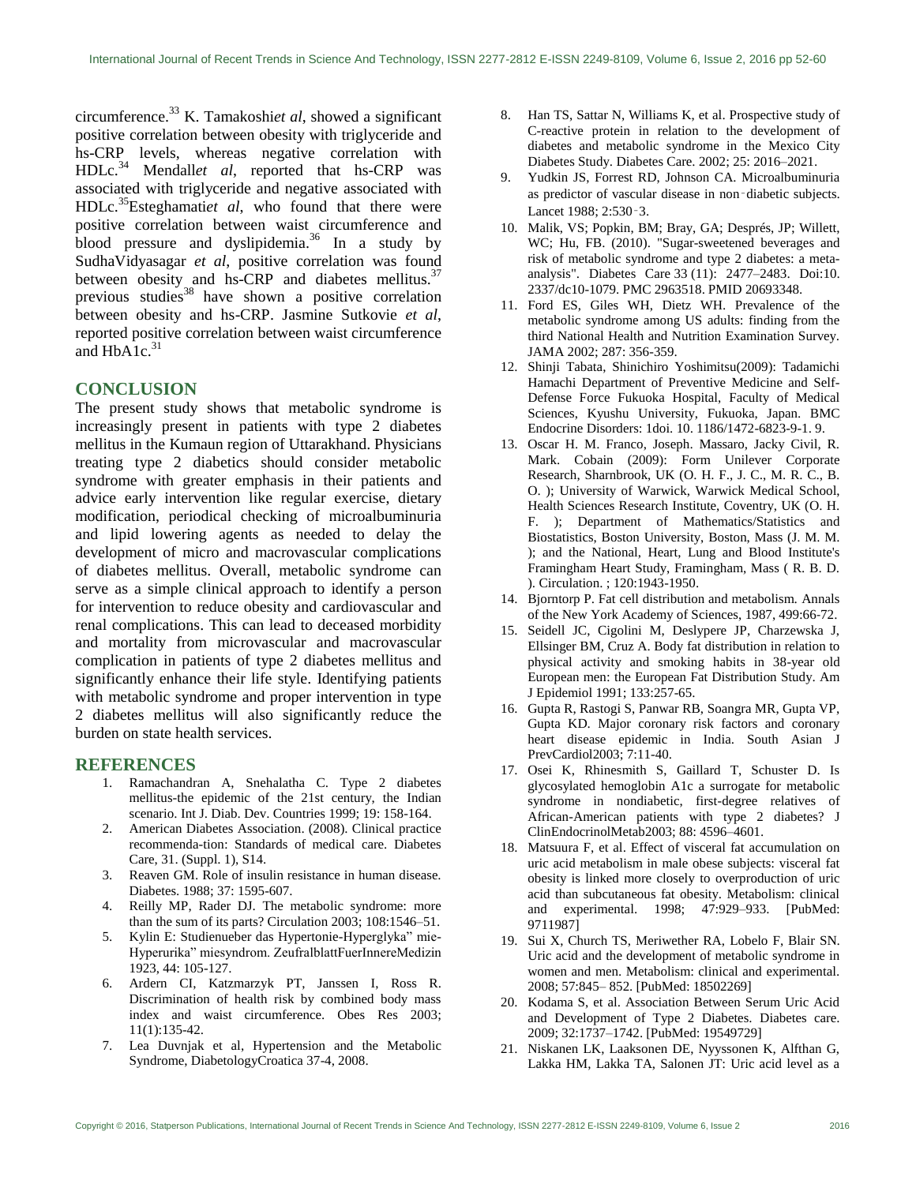circumference.[33] K. Tamakoshi*et al*, showed a significant positive correlation between obesity with triglyceride and hs-CRP levels, whereas negative correlation with HDLc.[34] Mendall*et al*, reported that hs-CRP was associated with triglyceride and negative associated with HDLc.[35]Esteghamati*et al*, who found that there were positive correlation between waist circumference and blood pressure and dyslipidemia.[36] In a study by SudhaVidyasagar *et al*, positive correlation was found between obesity and hs-CRP and diabetes mellitus.[37] previous studies[38] have shown a positive correlation between obesity and hs-CRP. Jasmine Sutkovie *et al*, reported positive correlation between waist circumference and HbA1c.[31]

## CONCLUSION

The present study shows that metabolic syndrome is increasingly present in patients with type 2 diabetes mellitus in the Kumaun region of Uttarakhand. Physicians treating type 2 diabetics should consider metabolic syndrome with greater emphasis in their patients and advice early intervention like regular exercise, dietary modification, periodical checking of microalbuminuria and lipid lowering agents as needed to delay the development of micro and macrovascular complications of diabetes mellitus. Overall, metabolic syndrome can serve as a simple clinical approach to identify a person for intervention to reduce obesity and cardiovascular and renal complications. This can lead to deceased morbidity and mortality from microvascular and macrovascular complication in patients of type 2 diabetes mellitus and significantly enhance their life style. Identifying patients with metabolic syndrome and proper intervention in type 2 diabetes mellitus will also significantly reduce the burden on state health services.

## REFERENCES

1. Ramachandran A, Snehalatha C. Type 2 diabetes mellitus-the epidemic of the 21st century, the Indian scenario. Int J. Diab. Dev. Countries 1999; 19: 158-164.
2. American Diabetes Association. (2008). Clinical practice recommenda-tion: Standards of medical care. Diabetes Care, 31. (Suppl. 1), S14.
3. Reaven GM. Role of insulin resistance in human disease. Diabetes. 1988; 37: 1595-607.
4. Reilly MP, Rader DJ. The metabolic syndrome: more than the sum of its parts? Circulation 2003; 108:1546–51.
5. Kylin E: Studienueber das Hypertonie-Hyperglyka" mie-Hyperurika" miesyndrom. ZeufralblattFuerInnereMedizin 1923, 44: 105-127.
6. Ardern CI, Katzmarzyk PT, Janssen I, Ross R. Discrimination of health risk by combined body mass index and waist circumference. Obes Res 2003; 11(1):135-42.
7. Lea Duvnjak et al, Hypertension and the Metabolic Syndrome, DiabetologyCroatica 37-4, 2008.
8. Han TS, Sattar N, Williams K, et al. Prospective study of C-reactive protein in relation to the development of diabetes and metabolic syndrome in the Mexico City Diabetes Study. Diabetes Care. 2002; 25: 2016–2021.
9. Yudkin JS, Forrest RD, Johnson CA. Microalbuminuria as predictor of vascular disease in non‑diabetic subjects. Lancet 1988; 2:530‑3.
10. Malik, VS; Popkin, BM; Bray, GA; Després, JP; Willett, WC; Hu, FB. (2010). "Sugar-sweetened beverages and risk of metabolic syndrome and type 2 diabetes: a meta-analysis". Diabetes Care 33 (11): 2477–2483. Doi:10. 2337/dc10-1079. PMC 2963518. PMID 20693348.
11. Ford ES, Giles WH, Dietz WH. Prevalence of the metabolic syndrome among US adults: finding from the third National Health and Nutrition Examination Survey. JAMA 2002; 287: 356-359.
12. Shinji Tabata, Shinichiro Yoshimitsu(2009): Tadamichi Hamachi Department of Preventive Medicine and Self-Defense Force Fukuoka Hospital, Faculty of Medical Sciences, Kyushu University, Fukuoka, Japan. BMC Endocrine Disorders: 1doi. 10. 1186/1472-6823-9-1. 9.
13. Oscar H. M. Franco, Joseph. Massaro, Jacky Civil, R. Mark. Cobain (2009): Form Unilever Corporate Research, Sharnbrook, UK (O. H. F., J. C., M. R. C., B. O. ); University of Warwick, Warwick Medical School, Health Sciences Research Institute, Coventry, UK (O. H. F. ); Department of Mathematics/Statistics and Biostatistics, Boston University, Boston, Mass (J. M. M. ); and the National, Heart, Lung and Blood Institute's Framingham Heart Study, Framingham, Mass ( R. B. D. ). Circulation. ; 120:1943-1950.
14. Bjorntorp P. Fat cell distribution and metabolism. Annals of the New York Academy of Sciences, 1987, 499:66-72.
15. Seidell JC, Cigolini M, Deslypere JP, Charzewska J, Ellsinger BM, Cruz A. Body fat distribution in relation to physical activity and smoking habits in 38-year old European men: the European Fat Distribution Study. Am J Epidemiol 1991; 133:257-65.
16. Gupta R, Rastogi S, Panwar RB, Soangra MR, Gupta VP, Gupta KD. Major coronary risk factors and coronary heart disease epidemic in India. South Asian J PrevCardiol2003; 7:11-40.
17. Osei K, Rhinesmith S, Gaillard T, Schuster D. Is glycosylated hemoglobin A1c a surrogate for metabolic syndrome in nondiabetic, first-degree relatives of African-American patients with type 2 diabetes? J ClinEndocrinolMetab2003; 88: 4596–4601.
18. Matsuura F, et al. Effect of visceral fat accumulation on uric acid metabolism in male obese subjects: visceral fat obesity is linked more closely to overproduction of uric acid than subcutaneous fat obesity. Metabolism: clinical and experimental. 1998; 47:929–933. [PubMed: 9711987]
19. Sui X, Church TS, Meriwether RA, Lobelo F, Blair SN. Uric acid and the development of metabolic syndrome in women and men. Metabolism: clinical and experimental. 2008; 57:845– 852. [PubMed: 18502269]
20. Kodama S, et al. Association Between Serum Uric Acid and Development of Type 2 Diabetes. Diabetes care. 2009; 32:1737–1742. [PubMed: 19549729]
21. Niskanen LK, Laaksonen DE, Nyyssonen K, Alfthan G, Lakka HM, Lakka TA, Salonen JT: Uric acid level as a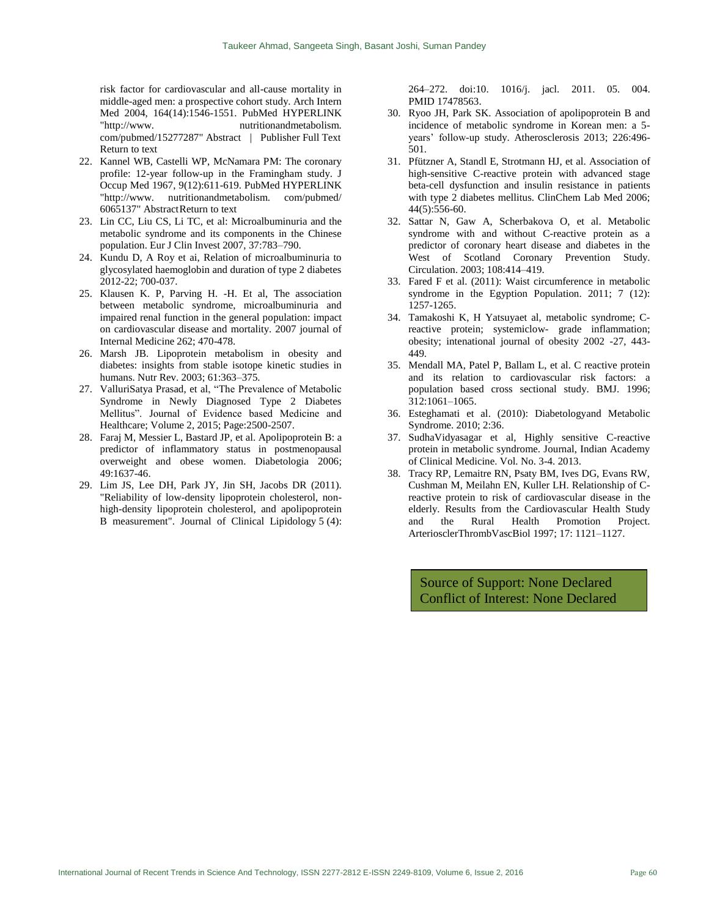risk factor for cardiovascular and all-cause mortality in middle-aged men: a prospective cohort study. Arch Intern Med 2004, 164(14):1546-1551. PubMed HYPERLINK "http://www. nutritionandmetabolism. com/pubmed/15277287" Abstract | Publisher Full Text Return to text

22. Kannel WB, Castelli WP, McNamara PM: The coronary profile: 12-year follow-up in the Framingham study. J Occup Med 1967, 9(12):611-619. PubMed HYPERLINK "http://www. nutritionandmetabolism. com/pubmed/ 6065137" AbstractReturn to text
23. Lin CC, Liu CS, Li TC, et al: Microalbuminuria and the metabolic syndrome and its components in the Chinese population. Eur J Clin Invest 2007, 37:783–790.
24. Kundu D, A Roy et ai, Relation of microalbuminuria to glycosylated haemoglobin and duration of type 2 diabetes 2012-22; 700-037.
25. Klausen K. P, Parving H. -H. Et al, The association between metabolic syndrome, microalbuminuria and impaired renal function in the general population: impact on cardiovascular disease and mortality. 2007 journal of Internal Medicine 262; 470-478.
26. Marsh JB. Lipoprotein metabolism in obesity and diabetes: insights from stable isotope kinetic studies in humans. Nutr Rev. 2003; 61:363–375.
27. ValluriSatya Prasad, et al, "The Prevalence of Metabolic Syndrome in Newly Diagnosed Type 2 Diabetes Mellitus". Journal of Evidence based Medicine and Healthcare; Volume 2, 2015; Page:2500-2507.
28. Faraj M, Messier L, Bastard JP, et al. Apolipoprotein B: a predictor of inflammatory status in postmenopausal overweight and obese women. Diabetologia 2006; 49:1637-46.
29. Lim JS, Lee DH, Park JY, Jin SH, Jacobs DR (2011). "Reliability of low-density lipoprotein cholesterol, non-high-density lipoprotein cholesterol, and apolipoprotein B measurement". Journal of Clinical Lipidology 5 (4): 264–272. doi:10. 1016/j. jacl. 2011. 05. 004. PMID 17478563.
30. Ryoo JH, Park SK. Association of apolipoprotein B and incidence of metabolic syndrome in Korean men: a 5-years' follow-up study. Atherosclerosis 2013; 226:496-501.
31. Pfützner A, Standl E, Strotmann HJ, et al. Association of high-sensitive C-reactive protein with advanced stage beta-cell dysfunction and insulin resistance in patients with type 2 diabetes mellitus. ClinChem Lab Med 2006; 44(5):556-60.
32. Sattar N, Gaw A, Scherbakova O, et al. Metabolic syndrome with and without C-reactive protein as a predictor of coronary heart disease and diabetes in the West of Scotland Coronary Prevention Study. Circulation. 2003; 108:414–419.
33. Fared F et al. (2011): Waist circumference in metabolic syndrome in the Egyption Population. 2011; 7 (12): 1257-1265.
34. Tamakoshi K, H Yatsuyaet al, metabolic syndrome; C-reactive protein; systemiclow- grade inflammation; obesity; intenational journal of obesity 2002 -27, 443-449.
35. Mendall MA, Patel P, Ballam L, et al. C reactive protein and its relation to cardiovascular risk factors: a population based cross sectional study. BMJ. 1996; 312:1061–1065.
36. Esteghamati et al. (2010): Diabetologyand Metabolic Syndrome. 2010; 2:36.
37. SudhaVidyasagar et al, Highly sensitive C-reactive protein in metabolic syndrome. Journal, Indian Academy of Clinical Medicine. Vol. No. 3-4. 2013.
38. Tracy RP, Lemaitre RN, Psaty BM, Ives DG, Evans RW, Cushman M, Meilahn EN, Kuller LH. Relationship of C-reactive protein to risk of cardiovascular disease in the elderly. Results from the Cardiovascular Health Study and the Rural Health Promotion Project. ArterioscIerThrombVascBiol 1997; 17: 1121–1127.

Source of Support: None Declared
Conflict of Interest: None Declared